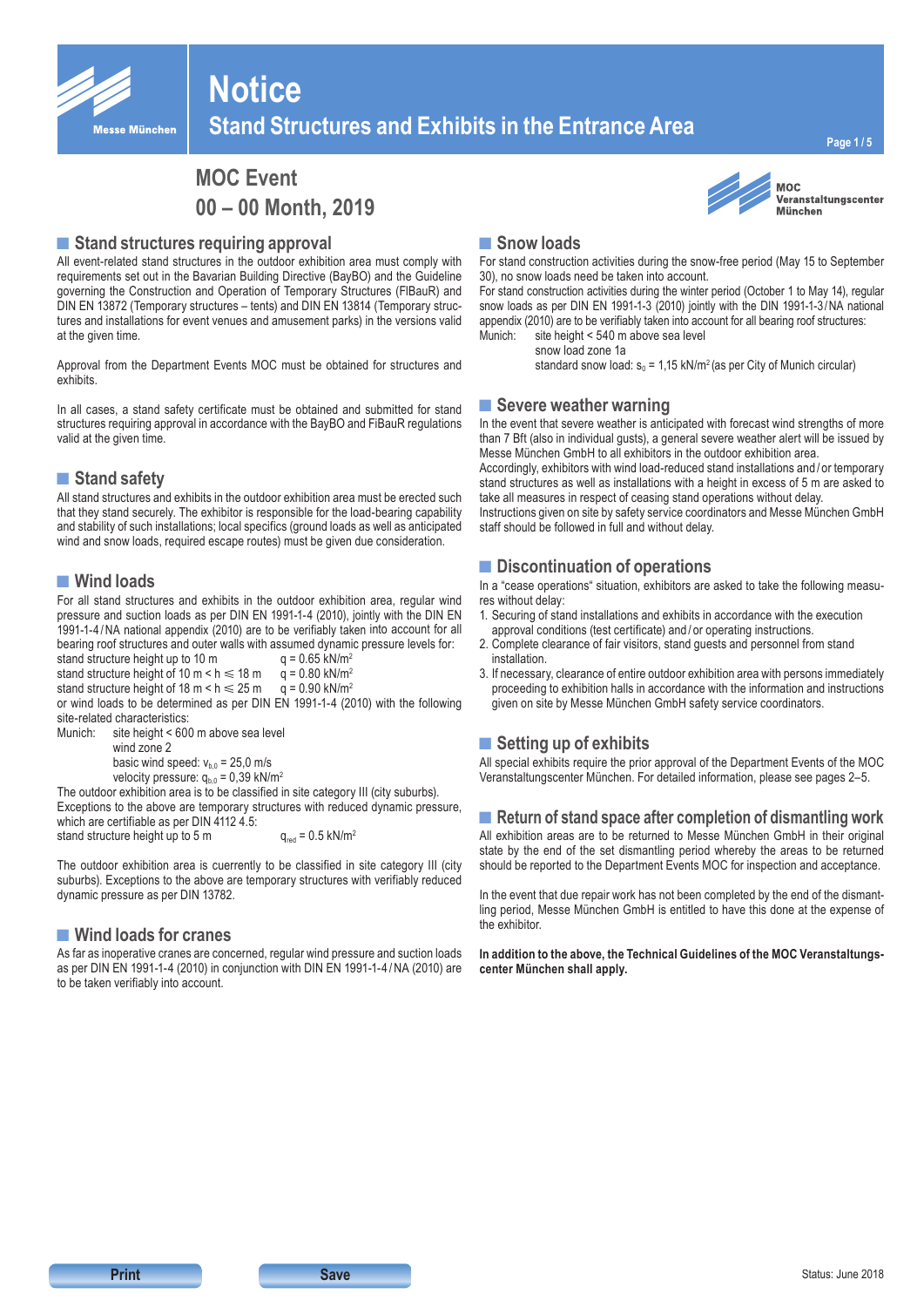# Notice

## Stand Structures and Exhibits in the Entrance Area

**MOC Event**
**00 – 00 Month, 2019**

MOC Veranstaltungscenter München

## Stand structures requiring approval

All event-related stand structures in the outdoor exhibition area must comply with requirements set out in the Bavarian Building Directive (BayBO) and the Guideline governing the Construction and Operation of Temporary Structures (FlBauR) and DIN EN 13872 (Temporary structures – tents) and DIN EN 13814 (Temporary structures and installations for event venues and amusement parks) in the versions valid at the given time.

Approval from the Department Events MOC must be obtained for structures and exhibits.

In all cases, a stand safety certificate must be obtained and submitted for stand structures requiring approval in accordance with the BayBO and FiBauR regulations valid at the given time.

## Stand safety

All stand structures and exhibits in the outdoor exhibition area must be erected such that they stand securely. The exhibitor is responsible for the load-bearing capability and stability of such installations; local specifics (ground loads as well as anticipated wind and snow loads, required escape routes) must be given due consideration.

## Wind loads

For all stand structures and exhibits in the outdoor exhibition area, regular wind pressure and suction loads as per DIN EN 1991-1-4 (2010), jointly with the DIN EN 1991-1-4 / NA national appendix (2010) are to be verifiably taken into account for all bearing roof structures and outer walls with assumed dynamic pressure levels for:

stand structure height up to 10 m — $q = 0.65$ kN/m²
stand structure height of 10 m < h ≤ 18 m — $q = 0.80$ kN/m²
stand structure height of 18 m < h ≤ 25 m — $q = 0.90$ kN/m²

or wind loads to be determined as per DIN EN 1991-1-4 (2010) with the following site-related characteristics:

Munich: site height < 600 m above sea level
wind zone 2
basic wind speed: $v_{b,0} = 25{,}0$ m/s
velocity pressure: $q_{b,0} = 0{,}39$ kN/m²

The outdoor exhibition area is to be classified in site category III (city suburbs). Exceptions to the above are temporary structures with reduced dynamic pressure, which are certifiable as per DIN 4112 4.5:

stand structure height up to 5 m — $q_{red} = 0.5$ kN/m²

The outdoor exhibition area is cuerrently to be classified in site category III (city suburbs). Exceptions to the above are temporary structures with verifiably reduced dynamic pressure as per DIN 13782.

## Wind loads for cranes

As far as inoperative cranes are concerned, regular wind pressure and suction loads as per DIN EN 1991-1-4 (2010) in conjunction with DIN EN 1991-1-4 / NA (2010) are to be taken verifiably into account.

## Snow loads

For stand construction activities during the snow-free period (May 15 to September 30), no snow loads need be taken into account.

For stand construction activities during the winter period (October 1 to May 14), regular snow loads as per DIN EN 1991-1-3 (2010) jointly with the DIN 1991-1-3 / NA national appendix (2010) are to be verifiably taken into account for all bearing roof structures:

Munich: site height < 540 m above sea level
snow load zone 1a
standard snow load: $s_0 = 1{,}15$ kN/m² (as per City of Munich circular)

## Severe weather warning

In the event that severe weather is anticipated with forecast wind strengths of more than 7 Bft (also in individual gusts), a general severe weather alert will be issued by Messe München GmbH to all exhibitors in the outdoor exhibition area.

Accordingly, exhibitors with wind load-reduced stand installations and / or temporary stand structures as well as installations with a height in excess of 5 m are asked to take all measures in respect of ceasing stand operations without delay.

Instructions given on site by safety service coordinators and Messe München GmbH staff should be followed in full and without delay.

## Discontinuation of operations

In a "cease operations" situation, exhibitors are asked to take the following measures without delay:

1. Securing of stand installations and exhibits in accordance with the execution approval conditions (test certificate) and / or operating instructions.
2. Complete clearance of fair visitors, stand guests and personnel from stand installation.
3. If necessary, clearance of entire outdoor exhibition area with persons immediately proceeding to exhibition halls in accordance with the information and instructions given on site by Messe München GmbH safety service coordinators.

## Setting up of exhibits

All special exhibits require the prior approval of the Department Events of the MOC Veranstaltungscenter München. For detailed information, please see pages 2–5.

## Return of stand space after completion of dismantling work

All exhibition areas are to be returned to Messe München GmbH in their original state by the end of the set dismantling period whereby the areas to be returned should be reported to the Department Events MOC for inspection and acceptance.

In the event that due repair work has not been completed by the end of the dismantling period, Messe München GmbH is entitled to have this done at the expense of the exhibitor.

**In addition to the above, the Technical Guidelines of the MOC Veranstaltungscenter München shall apply.**

Print    Save

Status: June 2018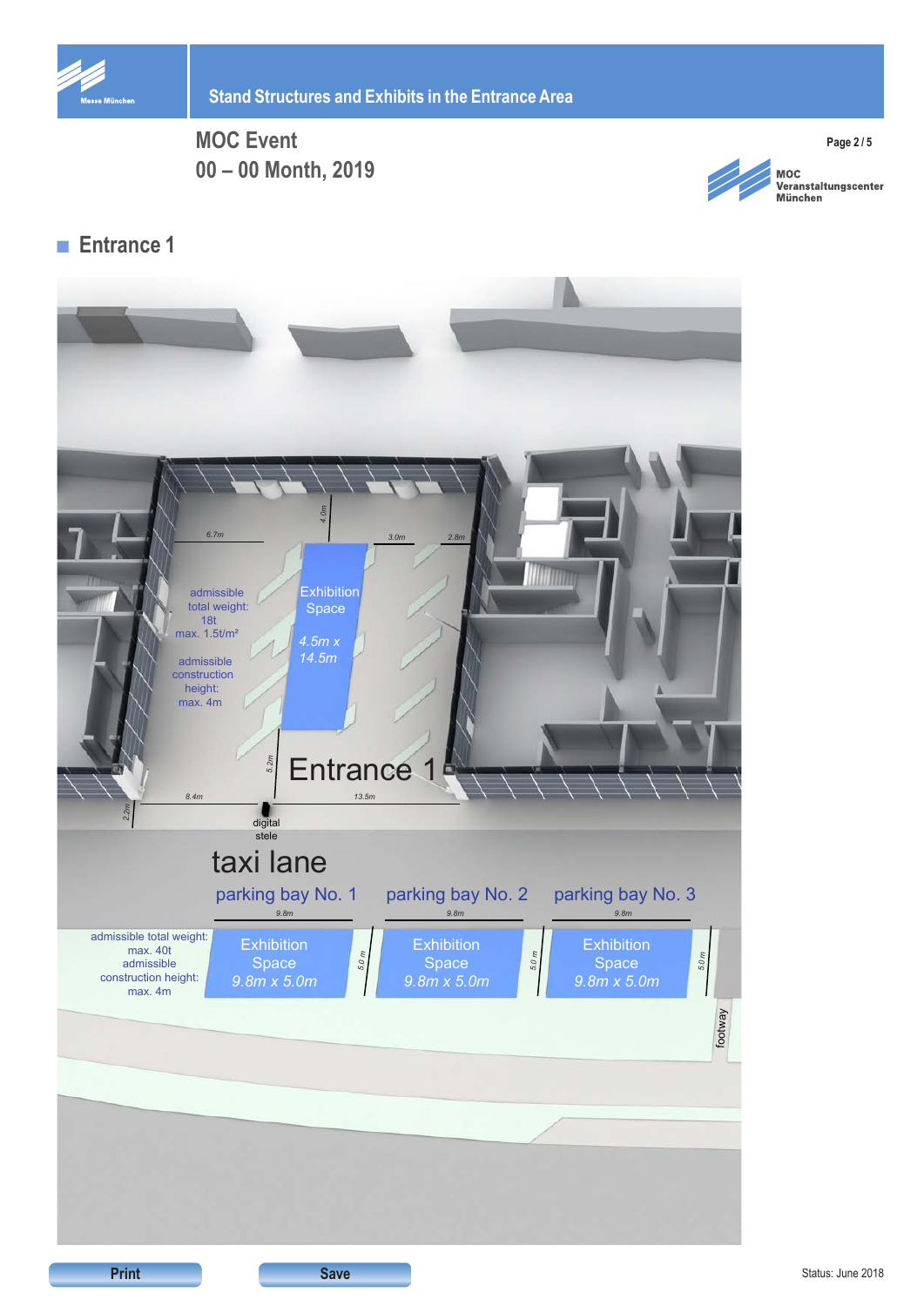# Stand Structures and Exhibits in the Entrance Area

## MOC Event
## 00 – 00 Month, 2019

MOC Veranstaltungscenter München

### Entrance 1

Exhibition Space

4.5m x 14.5m

admissible total weight: 18t
max. 1.5t/m²

admissible construction height: max. 4m

6.7m
4.0m
3.0m
2.8m
5.2m
8.4m
13.5m
2.2m

Entrance 1

digital stele

taxi lane

parking bay No. 1

parking bay No. 2

parking bay No. 3

9.8m
9.8m
9.8m

admissible total weight: max. 40t
admissible construction height: max. 4m

Exhibition Space
9.8m x 5.0m

Exhibition Space
9.8m x 5.0m

Exhibition Space
9.8m x 5.0m

5.0 m
5.0 m
5.0 m

footway

Print

Save

Status: June 2018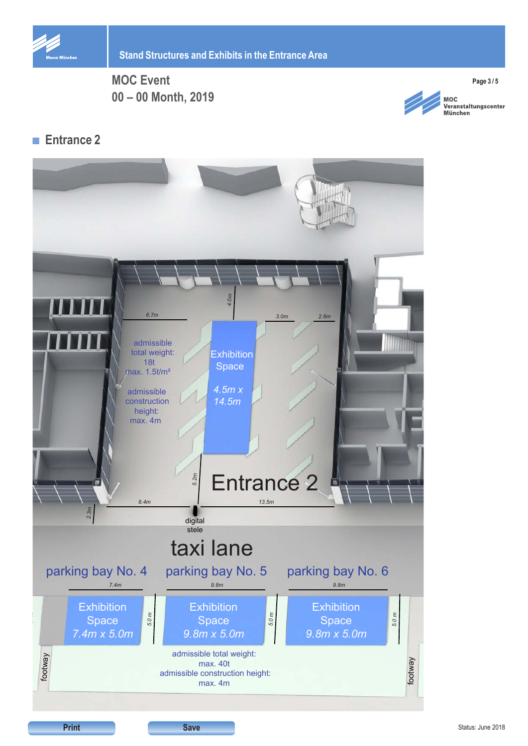# Stand Structures and Exhibits in the Entrance Area

MOC Event
00 – 00 Month, 2019

MOC Veranstaltungscenter München

## Entrance 2

6.7m

4.0m

3.0m

2.8m

admissible total weight: 18t
max. 1.5t/m²

admissible construction height:
max. 4m

Exhibition Space

4.5m x 14.5m

5.2m

Entrance 2

2.3m

8.4m

13.5m

digital stele

taxi lane

parking bay No. 4

parking bay No. 5

parking bay No. 6

7.4m

9.8m

9.8m

Exhibition Space
7.4m x 5.0m

5.0 m

Exhibition Space
9.8m x 5.0m

5.0 m

Exhibition Space
9.8m x 5.0m

5.0 m

footway

admissible total weight:
max. 40t
admissible construction height:
max. 4m

footway

Print

Save

Status: June 2018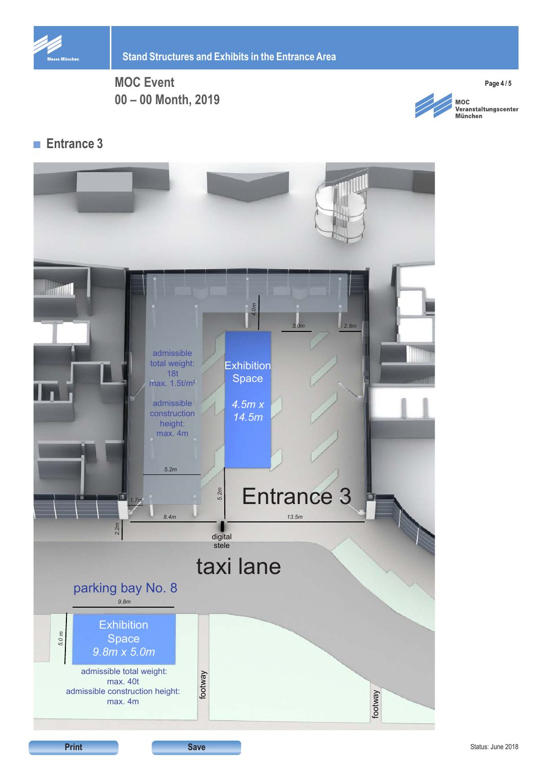# Stand Structures and Exhibits in the Entrance Area

**MOC Event**
**00 – 00 Month, 2019**

MOC Veranstaltungscenter München

## Entrance 3

admissible total weight: 18t
max. 1.5t/m²

admissible construction height: max. 4m

Exhibition Space
*4.5m x 14.5m*

4.0m
3.0m
2.8m
5.2m
1.7m
5.2m
8.4m
13.5m
2.2m

Entrance 3

digital stele

taxi lane

parking bay No. 8

9.8m
5.0 m

Exhibition Space
*9.8m x 5.0m*

admissible total weight: max. 40t
admissible construction height: max. 4m

footway

footway

Print

Save

Status: June 2018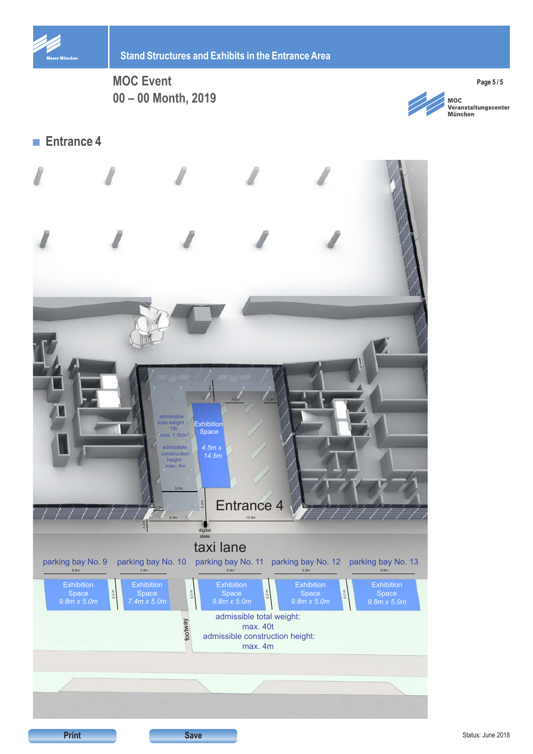Stand Structures and Exhibits in the Entrance Area

MOC Event
00 – 00 Month, 2019

MOC Veranstaltungscenter München

## Entrance 4

admissible total weight: 18t
max. 1.5t/m²

admissible construction height: max. 4m

Exhibition Space
4.5m x 14.5m

3.0m
2.8m
5.2m
1.7m
8.4m
5.2m
13.5m
2.2m

Entrance 4

digital stele

taxi lane

parking bay No. 9 — 9.8m
parking bay No. 10 — 7.4m
parking bay No. 11 — 9.8m
parking bay No. 12 — 9.8m
parking bay No. 13 — 9.8m

Exhibition Space 9.8m x 5.0m
Exhibition Space 7.4m x 5.0m
Exhibition Space 9.8m x 5.0m
Exhibition Space 9.8m x 5.0m
Exhibition Space 9.8m x 5.0m

5.0m

footway

admissible total weight:
max. 40t
admissible construction height:
max. 4m

Print
Save

Status: June 2018